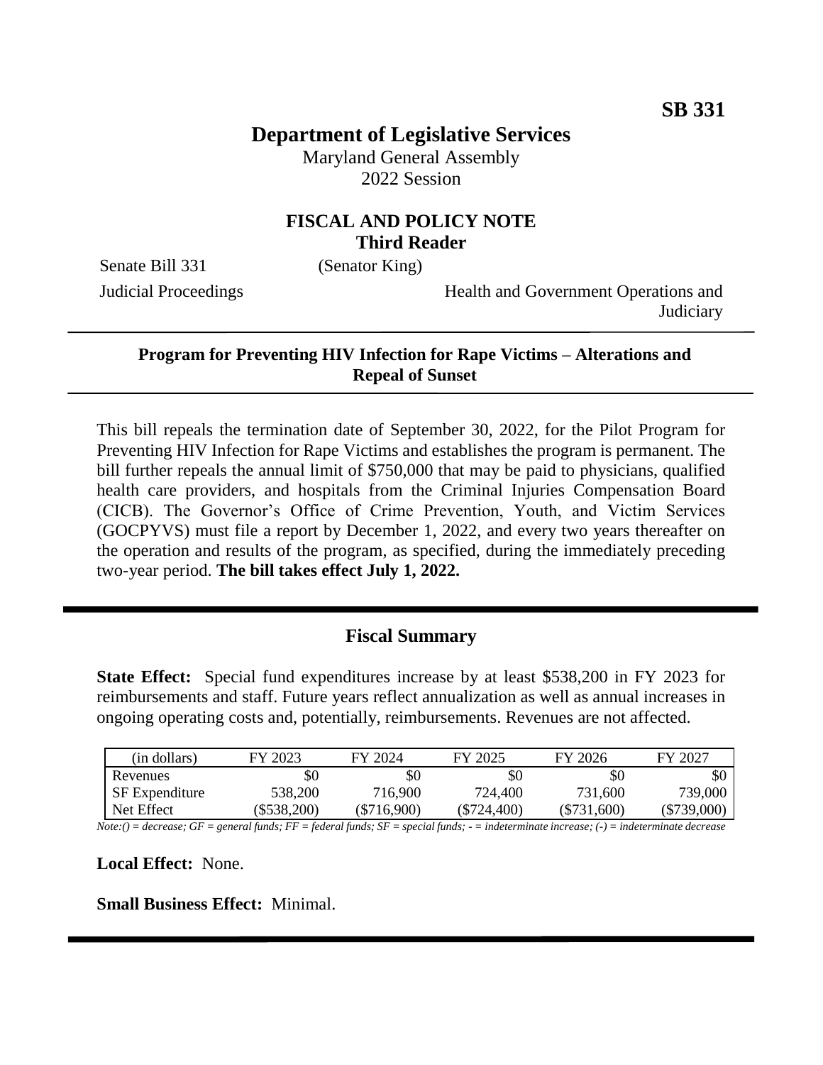**SB 331**

# Department of Legislative Services

Maryland General Assembly
2022 Session

## FISCAL AND POLICY NOTE
**Third Reader**

Senate Bill 331 (Senator King)

Judicial Proceedings Health and Government Operations and Judiciary

---

**Program for Preventing HIV Infection for Rape Victims – Alterations and Repeal of Sunset**

---

This bill repeals the termination date of September 30, 2022, for the Pilot Program for Preventing HIV Infection for Rape Victims and establishes the program is permanent. The bill further repeals the annual limit of $750,000 that may be paid to physicians, qualified health care providers, and hospitals from the Criminal Injuries Compensation Board (CICB). The Governor's Office of Crime Prevention, Youth, and Victim Services (GOCPYVS) must file a report by December 1, 2022, and every two years thereafter on the operation and results of the program, as specified, during the immediately preceding two-year period. **The bill takes effect July 1, 2022.**

---

## Fiscal Summary

**State Effect:** Special fund expenditures increase by at least $538,200 in FY 2023 for reimbursements and staff. Future years reflect annualization as well as annual increases in ongoing operating costs and, potentially, reimbursements. Revenues are not affected.

| (in dollars) | FY 2023 | FY 2024 | FY 2025 | FY 2026 | FY 2027 |
|---|---|---|---|---|---|
| Revenues | $0 | $0 | $0 | $0 | $0 |
| SF Expenditure | 538,200 | 716,900 | 724,400 | 731,600 | 739,000 |
| Net Effect | ($538,200) | ($716,900) | ($724,400) | ($731,600) | ($739,000) |

*Note:() = decrease; GF = general funds; FF = federal funds; SF = special funds; - = indeterminate increase; (-) = indeterminate decrease*

**Local Effect:** None.

**Small Business Effect:** Minimal.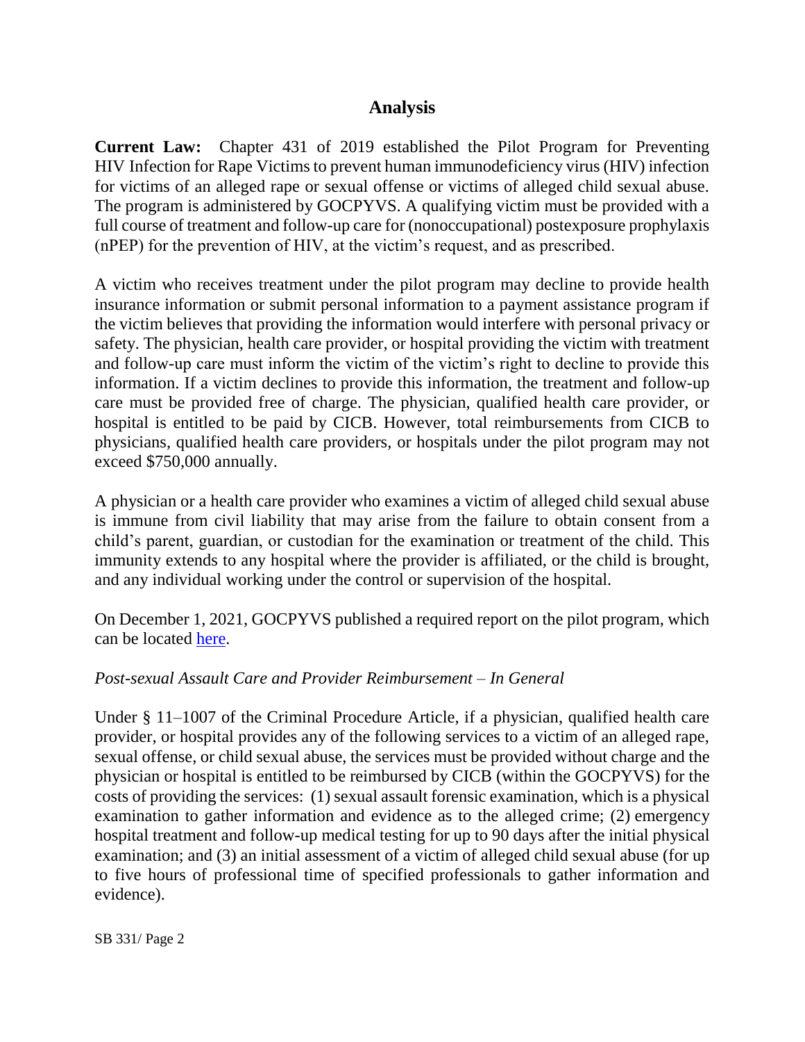## Analysis

**Current Law:** Chapter 431 of 2019 established the Pilot Program for Preventing HIV Infection for Rape Victims to prevent human immunodeficiency virus (HIV) infection for victims of an alleged rape or sexual offense or victims of alleged child sexual abuse. The program is administered by GOCPYVS. A qualifying victim must be provided with a full course of treatment and follow-up care for (nonoccupational) postexposure prophylaxis (nPEP) for the prevention of HIV, at the victim's request, and as prescribed.

A victim who receives treatment under the pilot program may decline to provide health insurance information or submit personal information to a payment assistance program if the victim believes that providing the information would interfere with personal privacy or safety. The physician, health care provider, or hospital providing the victim with treatment and follow-up care must inform the victim of the victim's right to decline to provide this information. If a victim declines to provide this information, the treatment and follow-up care must be provided free of charge. The physician, qualified health care provider, or hospital is entitled to be paid by CICB. However, total reimbursements from CICB to physicians, qualified health care providers, or hospitals under the pilot program may not exceed $750,000 annually.

A physician or a health care provider who examines a victim of alleged child sexual abuse is immune from civil liability that may arise from the failure to obtain consent from a child's parent, guardian, or custodian for the examination or treatment of the child. This immunity extends to any hospital where the provider is affiliated, or the child is brought, and any individual working under the control or supervision of the hospital.

On December 1, 2021, GOCPYVS published a required report on the pilot program, which can be located here.

*Post-sexual Assault Care and Provider Reimbursement – In General*

Under § 11–1007 of the Criminal Procedure Article, if a physician, qualified health care provider, or hospital provides any of the following services to a victim of an alleged rape, sexual offense, or child sexual abuse, the services must be provided without charge and the physician or hospital is entitled to be reimbursed by CICB (within the GOCPYVS) for the costs of providing the services: (1) sexual assault forensic examination, which is a physical examination to gather information and evidence as to the alleged crime; (2) emergency hospital treatment and follow-up medical testing for up to 90 days after the initial physical examination; and (3) an initial assessment of a victim of alleged child sexual abuse (for up to five hours of professional time of specified professionals to gather information and evidence).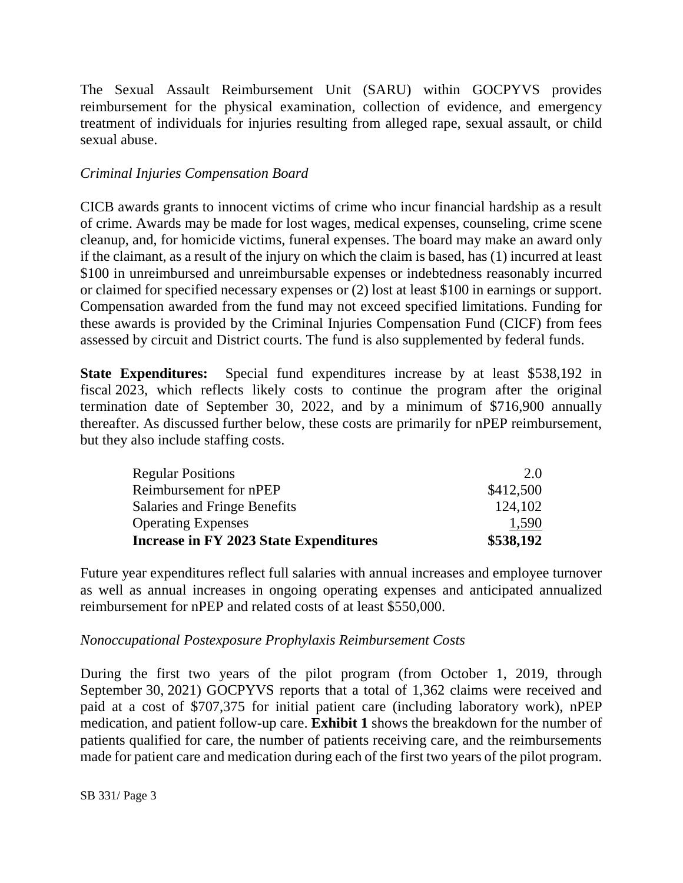The Sexual Assault Reimbursement Unit (SARU) within GOCPYVS provides reimbursement for the physical examination, collection of evidence, and emergency treatment of individuals for injuries resulting from alleged rape, sexual assault, or child sexual abuse.

*Criminal Injuries Compensation Board*

CICB awards grants to innocent victims of crime who incur financial hardship as a result of crime. Awards may be made for lost wages, medical expenses, counseling, crime scene cleanup, and, for homicide victims, funeral expenses. The board may make an award only if the claimant, as a result of the injury on which the claim is based, has (1) incurred at least \$100 in unreimbursed and unreimbursable expenses or indebtedness reasonably incurred or claimed for specified necessary expenses or (2) lost at least \$100 in earnings or support. Compensation awarded from the fund may not exceed specified limitations. Funding for these awards is provided by the Criminal Injuries Compensation Fund (CICF) from fees assessed by circuit and District courts. The fund is also supplemented by federal funds.

**State Expenditures:** Special fund expenditures increase by at least \$538,192 in fiscal 2023, which reflects likely costs to continue the program after the original termination date of September 30, 2022, and by a minimum of \$716,900 annually thereafter. As discussed further below, these costs are primarily for nPEP reimbursement, but they also include staffing costs.

| | |
|---|---|
| Regular Positions | 2.0 |
| Reimbursement for nPEP | \$412,500 |
| Salaries and Fringe Benefits | 124,102 |
| Operating Expenses | 1,590 |
| **Increase in FY 2023 State Expenditures** | **\$538,192** |

Future year expenditures reflect full salaries with annual increases and employee turnover as well as annual increases in ongoing operating expenses and anticipated annualized reimbursement for nPEP and related costs of at least \$550,000.

*Nonoccupational Postexposure Prophylaxis Reimbursement Costs*

During the first two years of the pilot program (from October 1, 2019, through September 30, 2021) GOCPYVS reports that a total of 1,362 claims were received and paid at a cost of \$707,375 for initial patient care (including laboratory work), nPEP medication, and patient follow-up care. **Exhibit 1** shows the breakdown for the number of patients qualified for care, the number of patients receiving care, and the reimbursements made for patient care and medication during each of the first two years of the pilot program.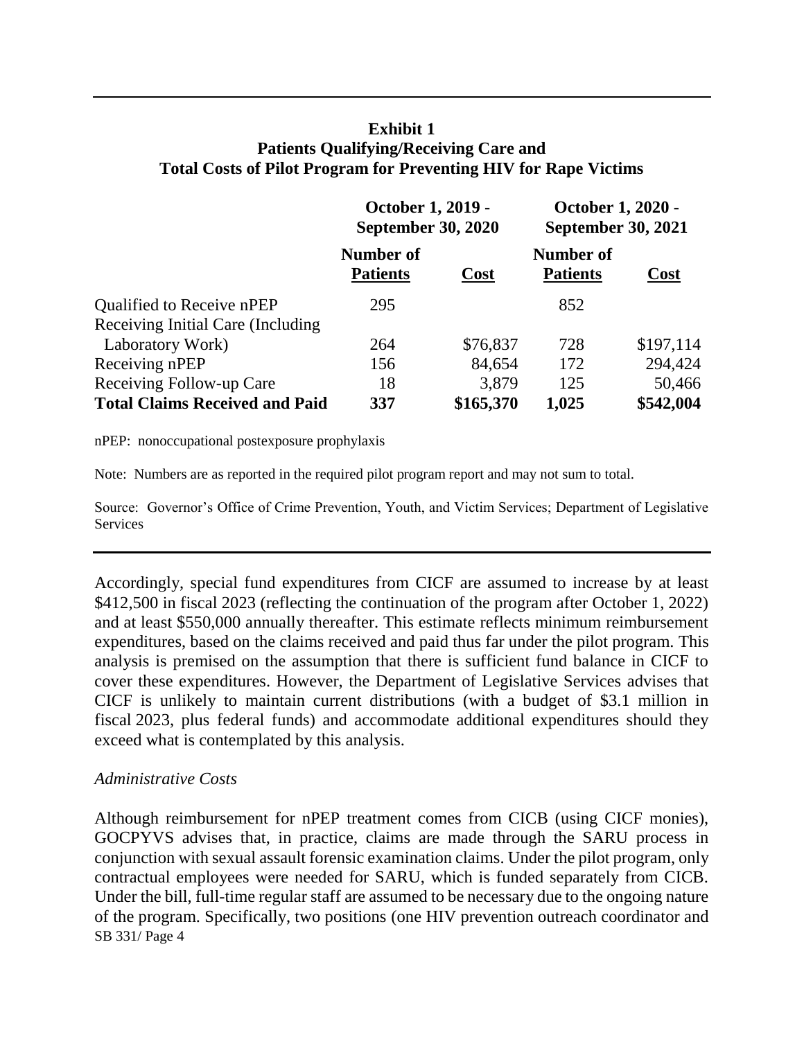**Exhibit 1**
**Patients Qualifying/Receiving Care and Total Costs of Pilot Program for Preventing HIV for Rape Victims**

| | October 1, 2019 - September 30, 2020 | | October 1, 2020 - September 30, 2021 | |
|---|---|---|---|---|
| | **Number of Patients** | **Cost** | **Number of Patients** | **Cost** |
| Qualified to Receive nPEP | 295 | | 852 | |
| Receiving Initial Care (Including Laboratory Work) | 264 | $76,837 | 728 | $197,114 |
| Receiving nPEP | 156 | 84,654 | 172 | 294,424 |
| Receiving Follow-up Care | 18 | 3,879 | 125 | 50,466 |
| **Total Claims Received and Paid** | **337** | **$165,370** | **1,025** | **$542,004** |

nPEP: nonoccupational postexposure prophylaxis

Note: Numbers are as reported in the required pilot program report and may not sum to total.

Source: Governor's Office of Crime Prevention, Youth, and Victim Services; Department of Legislative Services

Accordingly, special fund expenditures from CICF are assumed to increase by at least $412,500 in fiscal 2023 (reflecting the continuation of the program after October 1, 2022) and at least $550,000 annually thereafter. This estimate reflects minimum reimbursement expenditures, based on the claims received and paid thus far under the pilot program. This analysis is premised on the assumption that there is sufficient fund balance in CICF to cover these expenditures. However, the Department of Legislative Services advises that CICF is unlikely to maintain current distributions (with a budget of $3.1 million in fiscal 2023, plus federal funds) and accommodate additional expenditures should they exceed what is contemplated by this analysis.

*Administrative Costs*

Although reimbursement for nPEP treatment comes from CICB (using CICF monies), GOCPYVS advises that, in practice, claims are made through the SARU process in conjunction with sexual assault forensic examination claims. Under the pilot program, only contractual employees were needed for SARU, which is funded separately from CICB. Under the bill, full-time regular staff are assumed to be necessary due to the ongoing nature of the program. Specifically, two positions (one HIV prevention outreach coordinator and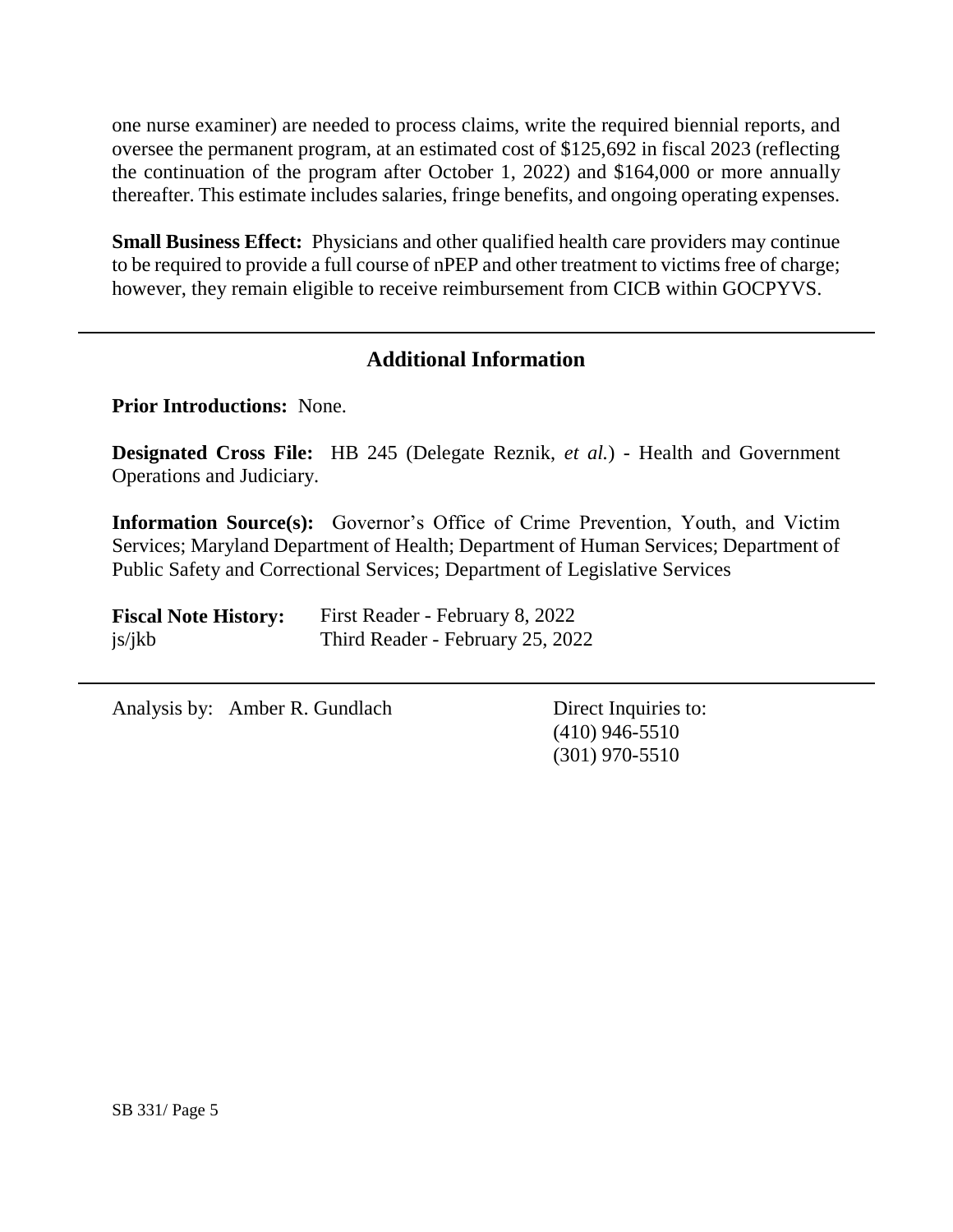one nurse examiner) are needed to process claims, write the required biennial reports, and oversee the permanent program, at an estimated cost of $125,692 in fiscal 2023 (reflecting the continuation of the program after October 1, 2022) and $164,000 or more annually thereafter. This estimate includes salaries, fringe benefits, and ongoing operating expenses.

**Small Business Effect:** Physicians and other qualified health care providers may continue to be required to provide a full course of nPEP and other treatment to victims free of charge; however, they remain eligible to receive reimbursement from CICB within GOCPYVS.

---

## Additional Information

**Prior Introductions:** None.

**Designated Cross File:** HB 245 (Delegate Reznik, *et al.*) - Health and Government Operations and Judiciary.

**Information Source(s):** Governor's Office of Crime Prevention, Youth, and Victim Services; Maryland Department of Health; Department of Human Services; Department of Public Safety and Correctional Services; Department of Legislative Services

**Fiscal Note History:** First Reader - February 8, 2022
js/jkb Third Reader - February 25, 2022

---

Analysis by: Amber R. Gundlach

Direct Inquiries to:
(410) 946-5510
(301) 970-5510